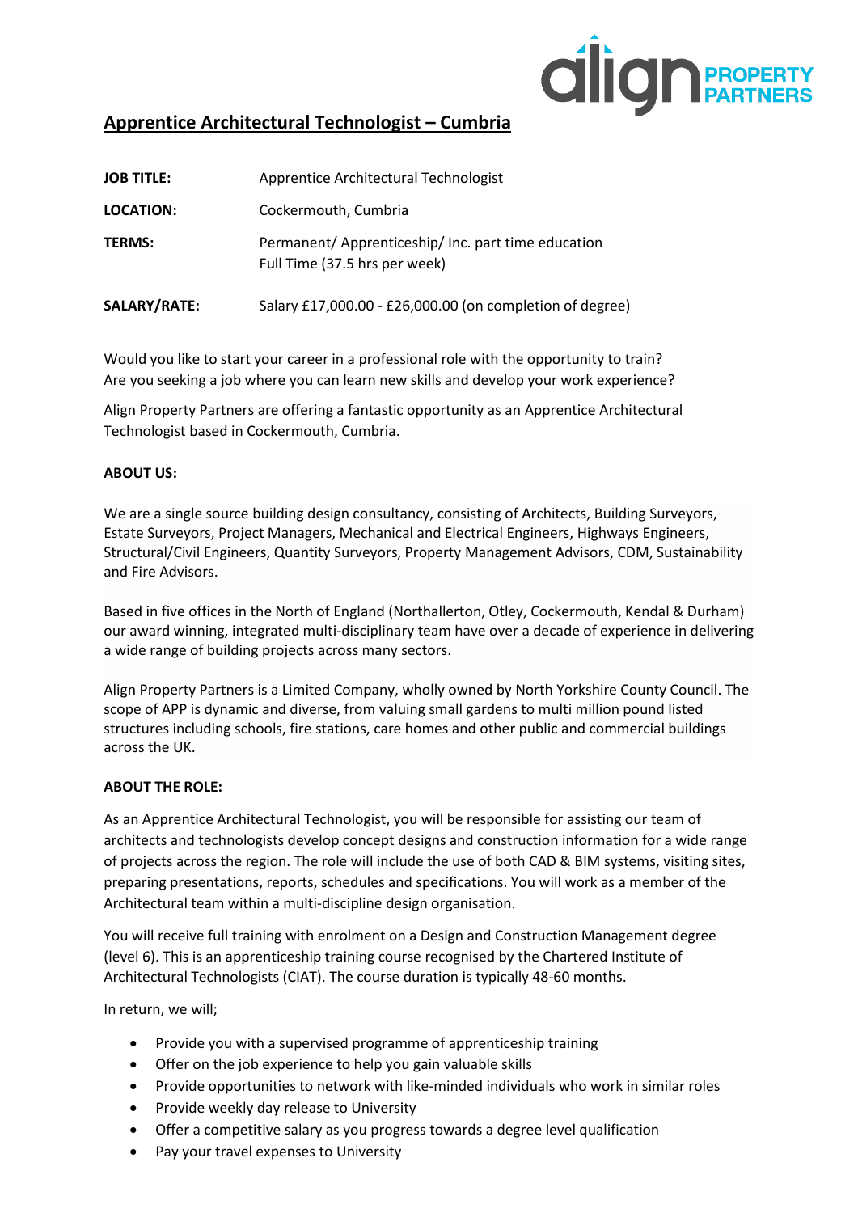# Apprentice Architectural Technologist – Cumbria

| | |
|---|---|
| **JOB TITLE:** | Apprentice Architectural Technologist |
| **LOCATION:** | Cockermouth, Cumbria |
| **TERMS:** | Permanent/ Apprenticeship/ Inc. part time education<br>Full Time (37.5 hrs per week) |
| **SALARY/RATE:** | Salary £17,000.00 - £26,000.00 (on completion of degree) |

Would you like to start your career in a professional role with the opportunity to train?
Are you seeking a job where you can learn new skills and develop your work experience?

Align Property Partners are offering a fantastic opportunity as an Apprentice Architectural Technologist based in Cockermouth, Cumbria.

**ABOUT US:**

We are a single source building design consultancy, consisting of Architects, Building Surveyors, Estate Surveyors, Project Managers, Mechanical and Electrical Engineers, Highways Engineers, Structural/Civil Engineers, Quantity Surveyors, Property Management Advisors, CDM, Sustainability and Fire Advisors.

Based in five offices in the North of England (Northallerton, Otley, Cockermouth, Kendal & Durham) our award winning, integrated multi-disciplinary team have over a decade of experience in delivering a wide range of building projects across many sectors.

Align Property Partners is a Limited Company, wholly owned by North Yorkshire County Council. The scope of APP is dynamic and diverse, from valuing small gardens to multi million pound listed structures including schools, fire stations, care homes and other public and commercial buildings across the UK.

**ABOUT THE ROLE:**

As an Apprentice Architectural Technologist, you will be responsible for assisting our team of architects and technologists develop concept designs and construction information for a wide range of projects across the region. The role will include the use of both CAD & BIM systems, visiting sites, preparing presentations, reports, schedules and specifications. You will work as a member of the Architectural team within a multi-discipline design organisation.

You will receive full training with enrolment on a Design and Construction Management degree (level 6). This is an apprenticeship training course recognised by the Chartered Institute of Architectural Technologists (CIAT). The course duration is typically 48-60 months.

In return, we will;

- Provide you with a supervised programme of apprenticeship training
- Offer on the job experience to help you gain valuable skills
- Provide opportunities to network with like-minded individuals who work in similar roles
- Provide weekly day release to University
- Offer a competitive salary as you progress towards a degree level qualification
- Pay your travel expenses to University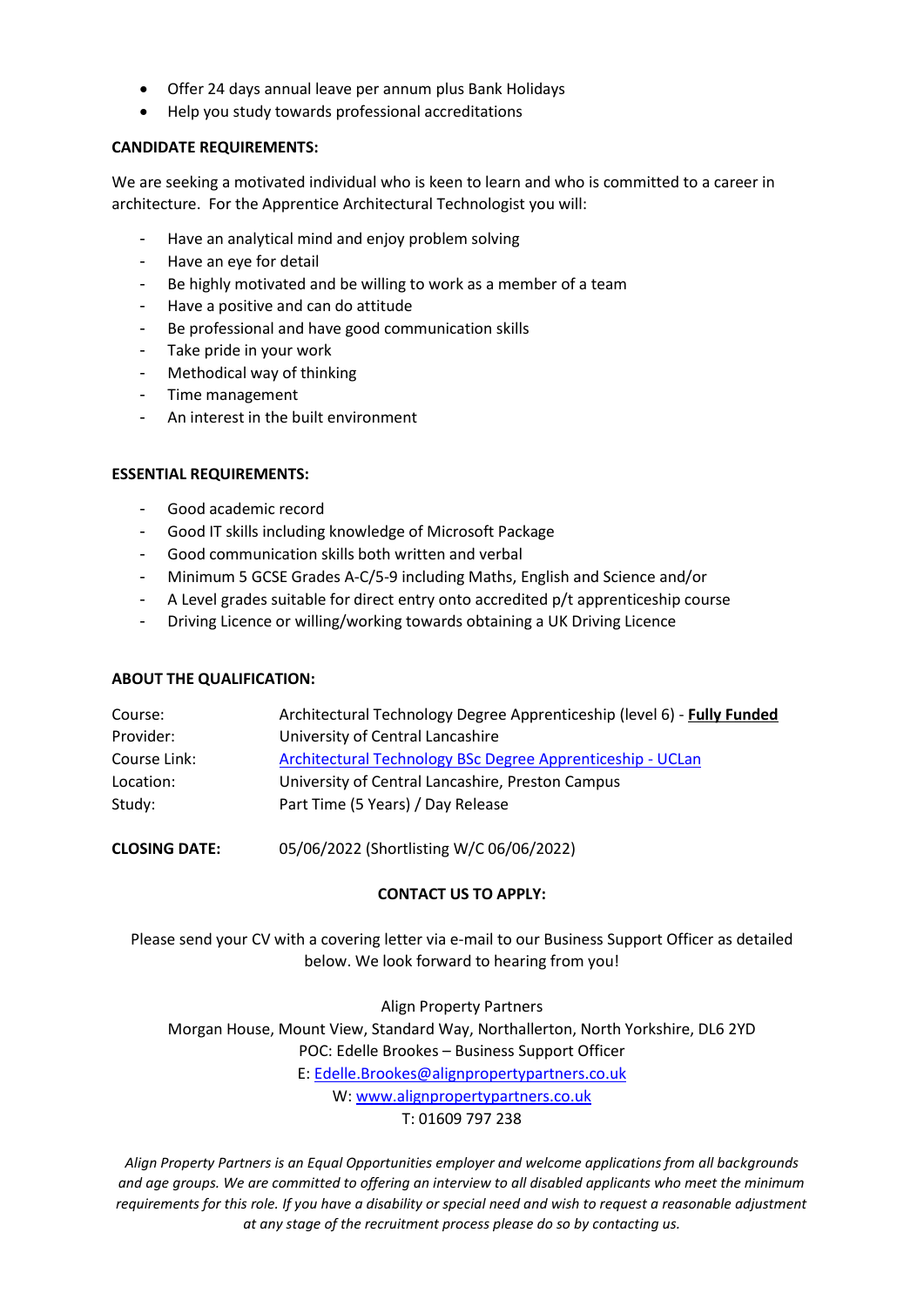- Offer 24 days annual leave per annum plus Bank Holidays
- Help you study towards professional accreditations

**CANDIDATE REQUIREMENTS:**

We are seeking a motivated individual who is keen to learn and who is committed to a career in architecture. For the Apprentice Architectural Technologist you will:

- Have an analytical mind and enjoy problem solving
- Have an eye for detail
- Be highly motivated and be willing to work as a member of a team
- Have a positive and can do attitude
- Be professional and have good communication skills
- Take pride in your work
- Methodical way of thinking
- Time management
- An interest in the built environment

**ESSENTIAL REQUIREMENTS:**

- Good academic record
- Good IT skills including knowledge of Microsoft Package
- Good communication skills both written and verbal
- Minimum 5 GCSE Grades A-C/5-9 including Maths, English and Science and/or
- A Level grades suitable for direct entry onto accredited p/t apprenticeship course
- Driving Licence or willing/working towards obtaining a UK Driving Licence

**ABOUT THE QUALIFICATION:**

| | |
|---|---|
| Course: | Architectural Technology Degree Apprenticeship (level 6) - **Fully Funded** |
| Provider: | University of Central Lancashire |
| Course Link: | [Architectural Technology BSc Degree Apprenticeship - UCLan]() |
| Location: | University of Central Lancashire, Preston Campus |
| Study: | Part Time (5 Years) / Day Release |

**CLOSING DATE:** 05/06/2022 (Shortlisting W/C 06/06/2022)

**CONTACT US TO APPLY:**

Please send your CV with a covering letter via e-mail to our Business Support Officer as detailed below. We look forward to hearing from you!

Align Property Partners
Morgan House, Mount View, Standard Way, Northallerton, North Yorkshire, DL6 2YD
POC: Edelle Brookes – Business Support Officer
E: Edelle.Brookes@alignpropertypartners.co.uk
W: www.alignpropertypartners.co.uk
T: 01609 797 238

*Align Property Partners is an Equal Opportunities employer and welcome applications from all backgrounds and age groups. We are committed to offering an interview to all disabled applicants who meet the minimum requirements for this role. If you have a disability or special need and wish to request a reasonable adjustment at any stage of the recruitment process please do so by contacting us.*